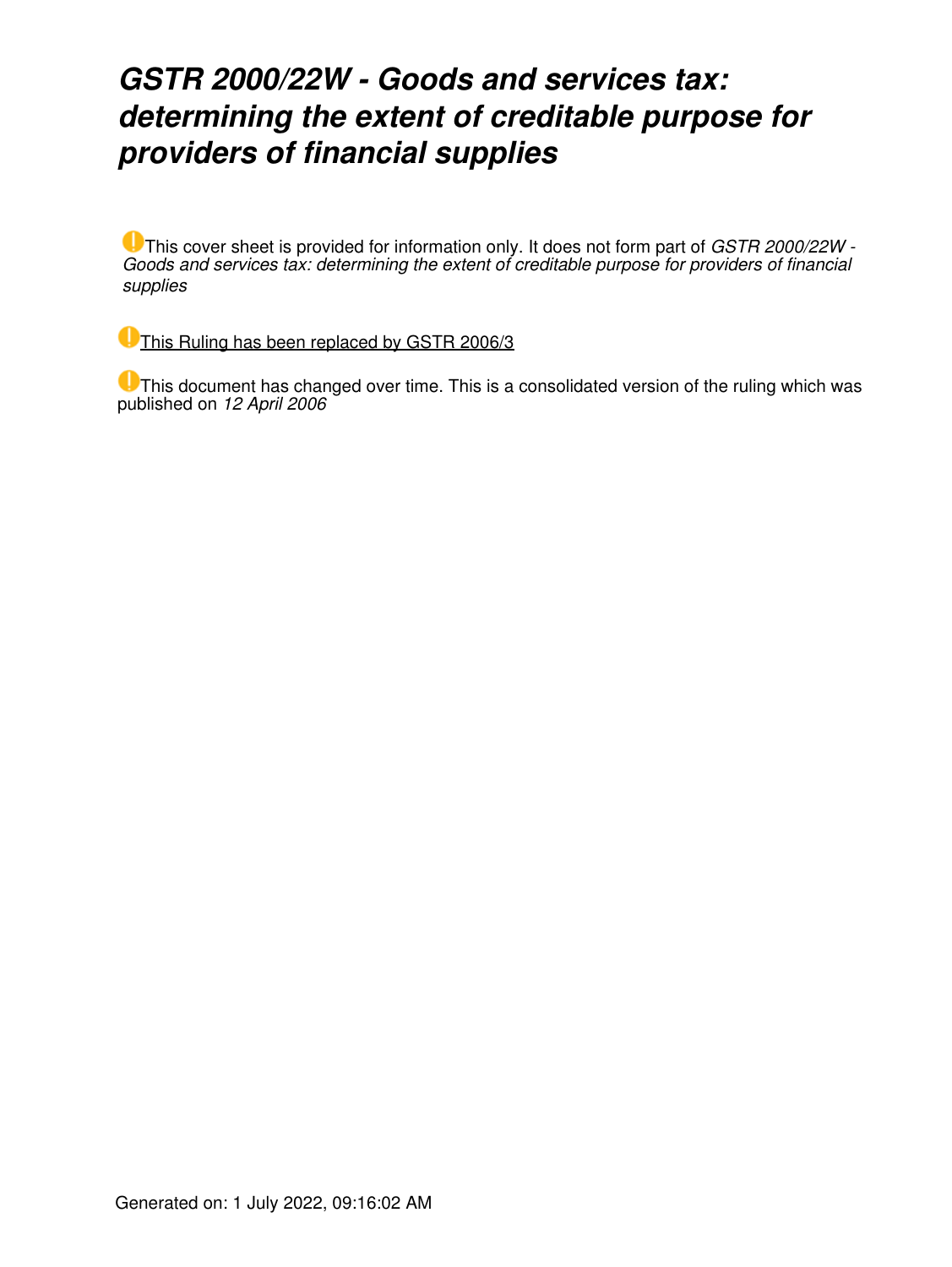# *GSTR 2000/22W - Goods and services tax: determining the extent of creditable purpose for providers of financial supplies*

This cover sheet is provided for information only. It does not form part of *GSTR 2000/22W - Goods and services tax: determining the extent of creditable purpose for providers of financial supplies*

This Ruling has been replaced by GSTR 2006/3

This document has changed over time. This is a consolidated version of the ruling which was published on *12 April 2006*

Generated on: 1 July 2022, 09:16:02 AM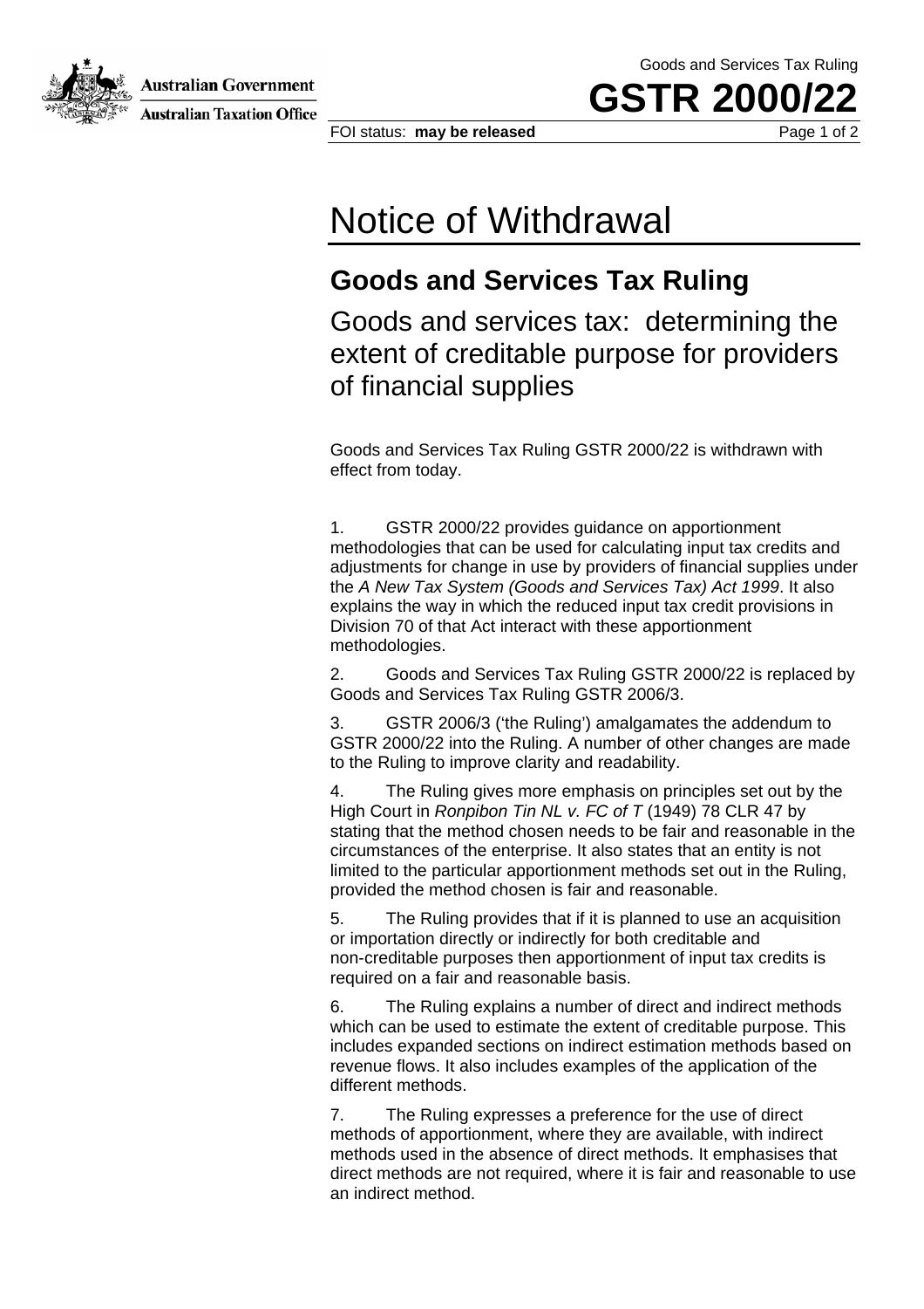# Notice of Withdrawal

## Goods and Services Tax Ruling

Goods and services tax: determining the extent of creditable purpose for providers of financial supplies

Goods and Services Tax Ruling GSTR 2000/22 is withdrawn with effect from today.

1. GSTR 2000/22 provides guidance on apportionment methodologies that can be used for calculating input tax credits and adjustments for change in use by providers of financial supplies under the *A New Tax System (Goods and Services Tax) Act 1999*. It also explains the way in which the reduced input tax credit provisions in Division 70 of that Act interact with these apportionment methodologies.

2. Goods and Services Tax Ruling GSTR 2000/22 is replaced by Goods and Services Tax Ruling GSTR 2006/3.

3. GSTR 2006/3 ('the Ruling') amalgamates the addendum to GSTR 2000/22 into the Ruling. A number of other changes are made to the Ruling to improve clarity and readability.

4. The Ruling gives more emphasis on principles set out by the High Court in *Ronpibon Tin NL v. FC of T* (1949) 78 CLR 47 by stating that the method chosen needs to be fair and reasonable in the circumstances of the enterprise. It also states that an entity is not limited to the particular apportionment methods set out in the Ruling, provided the method chosen is fair and reasonable.

5. The Ruling provides that if it is planned to use an acquisition or importation directly or indirectly for both creditable and non-creditable purposes then apportionment of input tax credits is required on a fair and reasonable basis.

6. The Ruling explains a number of direct and indirect methods which can be used to estimate the extent of creditable purpose. This includes expanded sections on indirect estimation methods based on revenue flows. It also includes examples of the application of the different methods.

7. The Ruling expresses a preference for the use of direct methods of apportionment, where they are available, with indirect methods used in the absence of direct methods. It emphasises that direct methods are not required, where it is fair and reasonable to use an indirect method.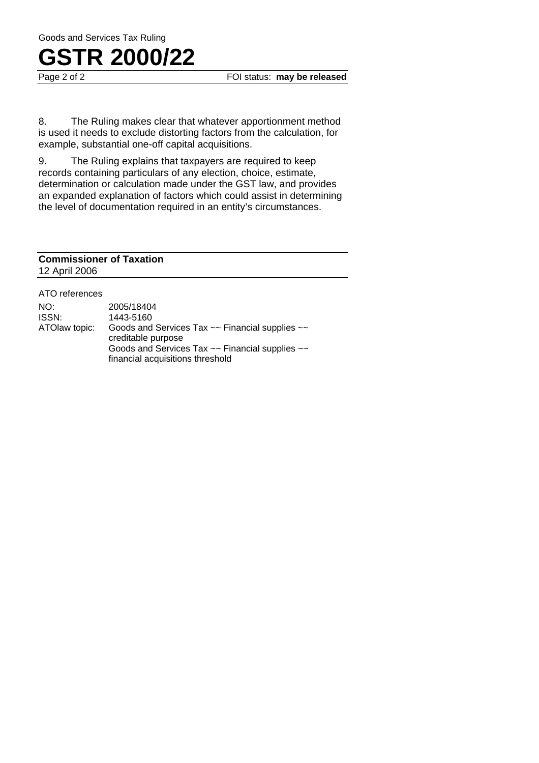8. The Ruling makes clear that whatever apportionment method is used it needs to exclude distorting factors from the calculation, for example, substantial one-off capital acquisitions.

9. The Ruling explains that taxpayers are required to keep records containing particulars of any election, choice, estimate, determination or calculation made under the GST law, and provides an expanded explanation of factors which could assist in determining the level of documentation required in an entity's circumstances.

**Commissioner of Taxation**
12 April 2006

ATO references

| | |
|---|---|
| NO: | 2005/18404 |
| ISSN: | 1443-5160 |
| ATOlaw topic: | Goods and Services Tax ~~ Financial supplies ~~ creditable purpose |
| | Goods and Services Tax ~~ Financial supplies ~~ financial acquisitions threshold |